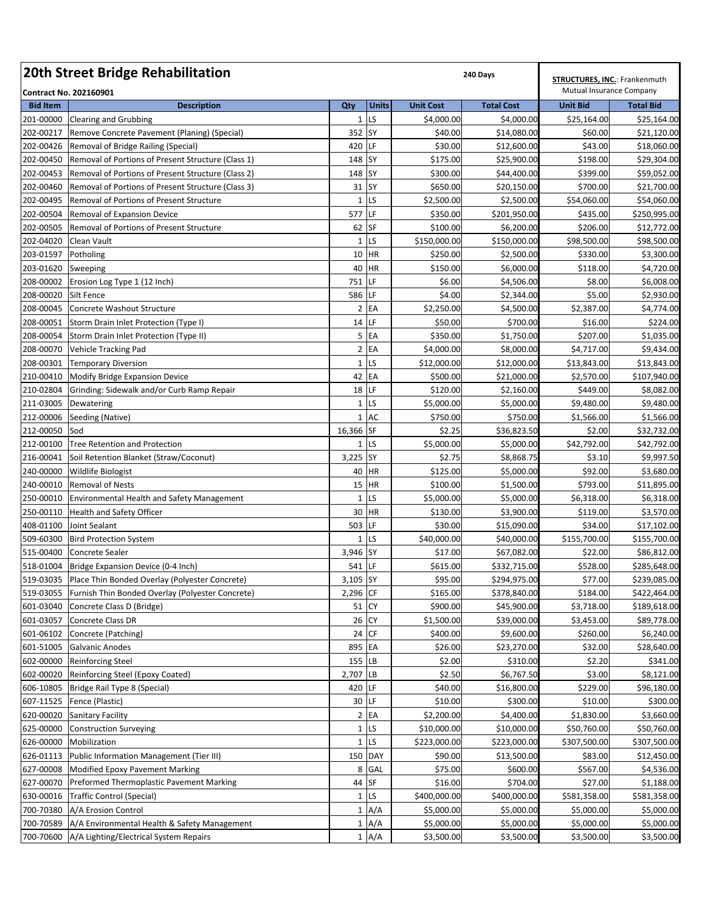# 20th Street Bridge Rehabilitation

**Contract No. 202160901**

240 Days

| Bid Item | Description | Qty | Units | Unit Cost | Total Cost | STRUCTURES, INC.: Frankenmuth Mutual Insurance Company Unit Bid | Total Bid |
|---|---|---|---|---|---|---|---|
| 201-00000 | Clearing and Grubbing | 1 | LS | $4,000.00 | $4,000.00 | $25,164.00 | $25,164.00 |
| 202-00217 | Remove Concrete Pavement (Planing) (Special) | 352 | SY | $40.00 | $14,080.00 | $60.00 | $21,120.00 |
| 202-00426 | Removal of Bridge Railing (Special) | 420 | LF | $30.00 | $12,600.00 | $43.00 | $18,060.00 |
| 202-00450 | Removal of Portions of Present Structure (Class 1) | 148 | SY | $175.00 | $25,900.00 | $198.00 | $29,304.00 |
| 202-00453 | Removal of Portions of Present Structure (Class 2) | 148 | SY | $300.00 | $44,400.00 | $399.00 | $59,052.00 |
| 202-00460 | Removal of Portions of Present Structure (Class 3) | 31 | SY | $650.00 | $20,150.00 | $700.00 | $21,700.00 |
| 202-00495 | Removal of Portions of Present Structure | 1 | LS | $2,500.00 | $2,500.00 | $54,060.00 | $54,060.00 |
| 202-00504 | Removal of Expansion Device | 577 | LF | $350.00 | $201,950.00 | $435.00 | $250,995.00 |
| 202-00505 | Removal of Portions of Present Structure | 62 | SF | $100.00 | $6,200.00 | $206.00 | $12,772.00 |
| 202-04020 | Clean Vault | 1 | LS | $150,000.00 | $150,000.00 | $98,500.00 | $98,500.00 |
| 203-01597 | Potholing | 10 | HR | $250.00 | $2,500.00 | $330.00 | $3,300.00 |
| 203-01620 | Sweeping | 40 | HR | $150.00 | $6,000.00 | $118.00 | $4,720.00 |
| 208-00002 | Erosion Log Type 1 (12 Inch) | 751 | LF | $6.00 | $4,506.00 | $8.00 | $6,008.00 |
| 208-00020 | Silt Fence | 586 | LF | $4.00 | $2,344.00 | $5.00 | $2,930.00 |
| 208-00045 | Concrete Washout Structure | 2 | EA | $2,250.00 | $4,500.00 | $2,387.00 | $4,774.00 |
| 208-00051 | Storm Drain Inlet Protection (Type I) | 14 | LF | $50.00 | $700.00 | $16.00 | $224.00 |
| 208-00054 | Storm Drain Inlet Protection (Type II) | 5 | EA | $350.00 | $1,750.00 | $207.00 | $1,035.00 |
| 208-00070 | Vehicle Tracking Pad | 2 | EA | $4,000.00 | $8,000.00 | $4,717.00 | $9,434.00 |
| 208-00301 | Temporary Diversion | 1 | LS | $12,000.00 | $12,000.00 | $13,843.00 | $13,843.00 |
| 210-00410 | Modify Bridge Expansion Device | 42 | EA | $500.00 | $21,000.00 | $2,570.00 | $107,940.00 |
| 210-02804 | Grinding: Sidewalk and/or Curb Ramp Repair | 18 | LF | $120.00 | $2,160.00 | $449.00 | $8,082.00 |
| 211-03005 | Dewatering | 1 | LS | $5,000.00 | $5,000.00 | $9,480.00 | $9,480.00 |
| 212-00006 | Seeding (Native) | 1 | AC | $750.00 | $750.00 | $1,566.00 | $1,566.00 |
| 212-00050 | Sod | 16,366 | SF | $2.25 | $36,823.50 | $2.00 | $32,732.00 |
| 212-00100 | Tree Retention and Protection | 1 | LS | $5,000.00 | $5,000.00 | $42,792.00 | $42,792.00 |
| 216-00041 | Soil Retention Blanket (Straw/Coconut) | 3,225 | SY | $2.75 | $8,868.75 | $3.10 | $9,997.50 |
| 240-00000 | Wildlife Biologist | 40 | HR | $125.00 | $5,000.00 | $92.00 | $3,680.00 |
| 240-00010 | Removal of Nests | 15 | HR | $100.00 | $1,500.00 | $793.00 | $11,895.00 |
| 250-00010 | Environmental Health and Safety Management | 1 | LS | $5,000.00 | $5,000.00 | $6,318.00 | $6,318.00 |
| 250-00110 | Health and Safety Officer | 30 | HR | $130.00 | $3,900.00 | $119.00 | $3,570.00 |
| 408-01100 | Joint Sealant | 503 | LF | $30.00 | $15,090.00 | $34.00 | $17,102.00 |
| 509-60300 | Bird Protection System | 1 | LS | $40,000.00 | $40,000.00 | $155,700.00 | $155,700.00 |
| 515-00400 | Concrete Sealer | 3,946 | SY | $17.00 | $67,082.00 | $22.00 | $86,812.00 |
| 518-01004 | Bridge Expansion Device (0-4 Inch) | 541 | LF | $615.00 | $332,715.00 | $528.00 | $285,648.00 |
| 519-03035 | Place Thin Bonded Overlay (Polyester Concrete) | 3,105 | SY | $95.00 | $294,975.00 | $77.00 | $239,085.00 |
| 519-03055 | Furnish Thin Bonded Overlay (Polyester Concrete) | 2,296 | CF | $165.00 | $378,840.00 | $184.00 | $422,464.00 |
| 601-03040 | Concrete Class D (Bridge) | 51 | CY | $900.00 | $45,900.00 | $3,718.00 | $189,618.00 |
| 601-03057 | Concrete Class DR | 26 | CY | $1,500.00 | $39,000.00 | $3,453.00 | $89,778.00 |
| 601-06102 | Concrete (Patching) | 24 | CF | $400.00 | $9,600.00 | $260.00 | $6,240.00 |
| 601-51005 | Galvanic Anodes | 895 | EA | $26.00 | $23,270.00 | $32.00 | $28,640.00 |
| 602-00000 | Reinforcing Steel | 155 | LB | $2.00 | $310.00 | $2.20 | $341.00 |
| 602-00020 | Reinforcing Steel (Epoxy Coated) | 2,707 | LB | $2.50 | $6,767.50 | $3.00 | $8,121.00 |
| 606-10805 | Bridge Rail Type 8 (Special) | 420 | LF | $40.00 | $16,800.00 | $229.00 | $96,180.00 |
| 607-11525 | Fence (Plastic) | 30 | LF | $10.00 | $300.00 | $10.00 | $300.00 |
| 620-00020 | Sanitary Facility | 2 | EA | $2,200.00 | $4,400.00 | $1,830.00 | $3,660.00 |
| 625-00000 | Construction Surveying | 1 | LS | $10,000.00 | $10,000.00 | $50,760.00 | $50,760.00 |
| 626-00000 | Mobilization | 1 | LS | $223,000.00 | $223,000.00 | $307,500.00 | $307,500.00 |
| 626-01113 | Public Information Management (Tier III) | 150 | DAY | $90.00 | $13,500.00 | $83.00 | $12,450.00 |
| 627-00008 | Modified Epoxy Pavement Marking | 8 | GAL | $75.00 | $600.00 | $567.00 | $4,536.00 |
| 627-00070 | Preformed Thermoplastic Pavement Marking | 44 | SF | $16.00 | $704.00 | $27.00 | $1,188.00 |
| 630-00016 | Traffic Control (Special) | 1 | LS | $400,000.00 | $400,000.00 | $581,358.00 | $581,358.00 |
| 700-70380 | A/A Erosion Control | 1 | A/A | $5,000.00 | $5,000.00 | $5,000.00 | $5,000.00 |
| 700-70589 | A/A Environmental Health & Safety Management | 1 | A/A | $5,000.00 | $5,000.00 | $5,000.00 | $5,000.00 |
| 700-70600 | A/A Lighting/Electrical System Repairs | 1 | A/A | $3,500.00 | $3,500.00 | $3,500.00 | $3,500.00 |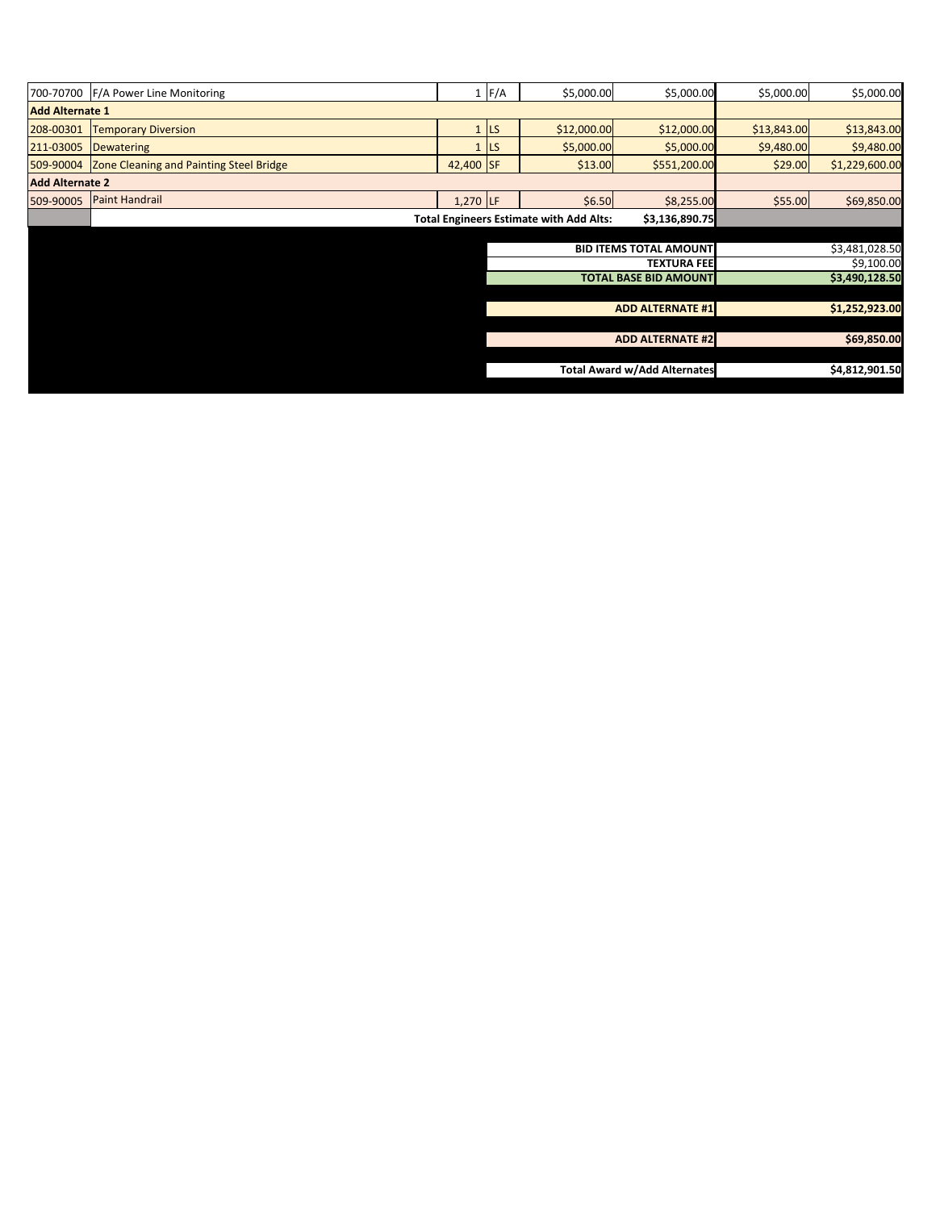| | | | | | | | |
|---|---|---|---|---|---|---|---|
| 700-70700 | F/A Power Line Monitoring | 1 | F/A | $5,000.00 | $5,000.00 | $5,000.00 | $5,000.00 |
| **Add Alternate 1** | | | | | | | |
| 208-00301 | Temporary Diversion | 1 | LS | $12,000.00 | $12,000.00 | $13,843.00 | $13,843.00 |
| 211-03005 | Dewatering | 1 | LS | $5,000.00 | $5,000.00 | $9,480.00 | $9,480.00 |
| 509-90004 | Zone Cleaning and Painting Steel Bridge | 42,400 | SF | $13.00 | $551,200.00 | $29.00 | $1,229,600.00 |
| **Add Alternate 2** | | | | | | | |
| 509-90005 | Paint Handrail | 1,270 | LF | $6.50 | $8,255.00 | $55.00 | $69,850.00 |
| | **Total Engineers Estimate with Add Alts:** | | | | **$3,136,890.75** | | |

| | |
|---|---|
| **BID ITEMS TOTAL AMOUNT** | $3,481,028.50 |
| **TEXTURA FEE** | $9,100.00 |
| **TOTAL BASE BID AMOUNT** | **$3,490,128.50** |
| **ADD ALTERNATE #1** | **$1,252,923.00** |
| **ADD ALTERNATE #2** | **$69,850.00** |
| **Total Award w/Add Alternates** | **$4,812,901.50** |